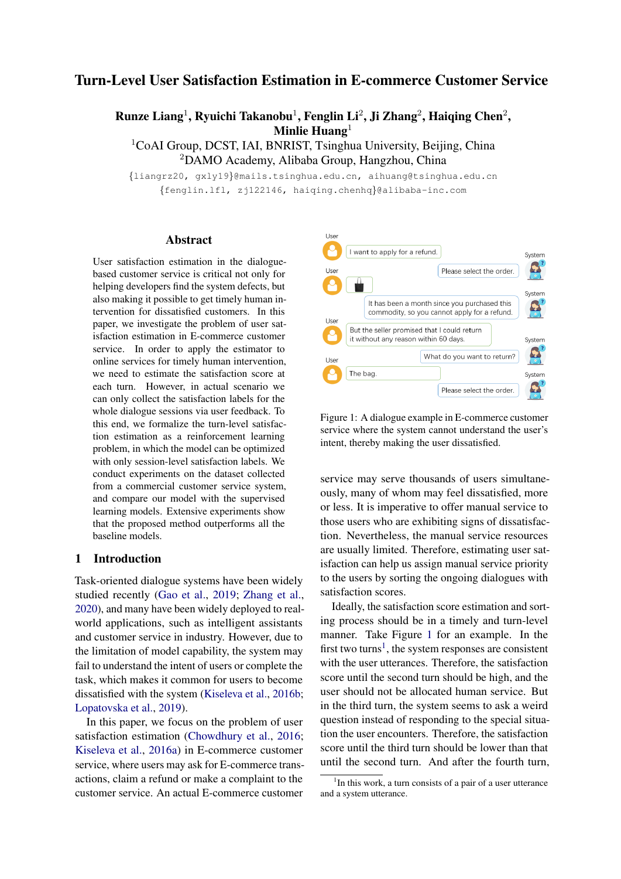# Turn-Level User Satisfaction Estimation in E-commerce Customer Service

**Runze Liang**[1], **Ryuichi Takanobu**[1], **Fenglin Li**[2], **Ji Zhang**[2], **Haiqing Chen**[2], **Minlie Huang**[1]

[1]CoAI Group, DCST, IAI, BNRIST, Tsinghua University, Beijing, China
[2]DAMO Academy, Alibaba Group, Hangzhou, China

{liangrz20, gxly19}@mails.tsinghua.edu.cn, aihuang@tsinghua.edu.cn
{fenglin.lfl, zj122146, haiqing.chenhq}@alibaba-inc.com

## Abstract

User satisfaction estimation in the dialogue-based customer service is critical not only for helping developers find the system defects, but also making it possible to get timely human intervention for dissatisfied customers. In this paper, we investigate the problem of user satisfaction estimation in E-commerce customer service. In order to apply the estimator to online services for timely human intervention, we need to estimate the satisfaction score at each turn. However, in actual scenario we can only collect the satisfaction labels for the whole dialogue sessions via user feedback. To this end, we formalize the turn-level satisfaction estimation as a reinforcement learning problem, in which the model can be optimized with only session-level satisfaction labels. We conduct experiments on the dataset collected from a commercial customer service system, and compare our model with the supervised learning models. Extensive experiments show that the proposed method outperforms all the baseline models.

## 1 Introduction

Task-oriented dialogue systems have been widely studied recently (Gao et al., 2019; Zhang et al., 2020), and many have been widely deployed to real-world applications, such as intelligent assistants and customer service in industry. However, due to the limitation of model capability, the system may fail to understand the intent of users or complete the task, which makes it common for users to become dissatisfied with the system (Kiseleva et al., 2016b; Lopatovska et al., 2019).

In this paper, we focus on the problem of user satisfaction estimation (Chowdhury et al., 2016; Kiseleva et al., 2016a) in E-commerce customer service, where users may ask for E-commerce transactions, claim a refund or make a complaint to the customer service. An actual E-commerce customer service may serve thousands of users simultaneously, many of whom may feel dissatisfied, more or less. It is imperative to offer manual service to those users who are exhibiting signs of dissatisfaction. Nevertheless, the manual service resources are usually limited. Therefore, estimating user satisfaction can help us assign manual service priority to the users by sorting the ongoing dialogues with satisfaction scores.

User: I want to apply for a refund.
System: Please select the order.
User: [bag]
System: It has been a month since you purchased this commodity, so you cannot apply for a refund.
User: But the seller promised that I could return it without any reason within 60 days.
System: What do you want to return?
User: The bag.
System: Please select the order.

Figure 1: A dialogue example in E-commerce customer service where the system cannot understand the user's intent, thereby making the user dissatisfied.

Ideally, the satisfaction score estimation and sorting process should be in a timely and turn-level manner. Take Figure 1 for an example. In the first two turns[1], the system responses are consistent with the user utterances. Therefore, the satisfaction score until the second turn should be high, and the user should not be allocated human service. But in the third turn, the system seems to ask a weird question instead of responding to the special situation the user encounters. Therefore, the satisfaction score until the third turn should be lower than that until the second turn. And after the fourth turn,

[1]In this work, a turn consists of a pair of a user utterance and a system utterance.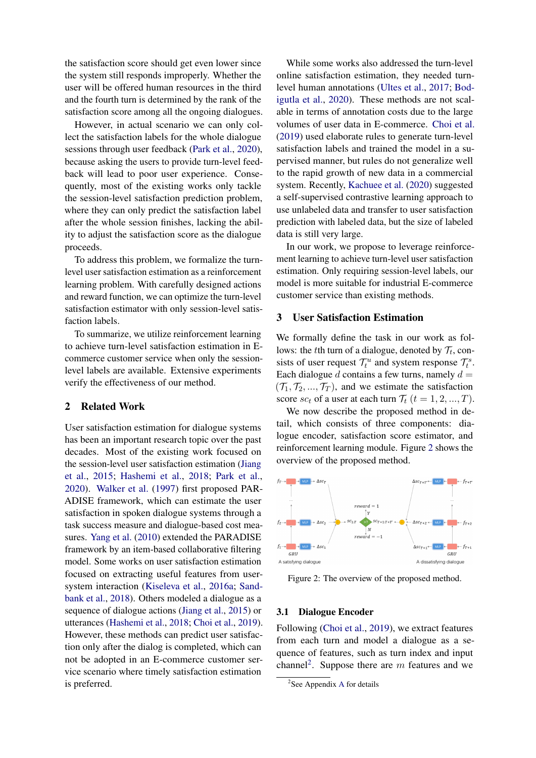the satisfaction score should get even lower since the system still responds improperly. Whether the user will be offered human resources in the third and the fourth turn is determined by the rank of the satisfaction score among all the ongoing dialogues.

However, in actual scenario we can only collect the satisfaction labels for the whole dialogue sessions through user feedback (Park et al., 2020), because asking the users to provide turn-level feedback will lead to poor user experience. Consequently, most of the existing works only tackle the session-level satisfaction prediction problem, where they can only predict the satisfaction label after the whole session finishes, lacking the ability to adjust the satisfaction score as the dialogue proceeds.

To address this problem, we formalize the turn-level user satisfaction estimation as a reinforcement learning problem. With carefully designed actions and reward function, we can optimize the turn-level satisfaction estimator with only session-level satisfaction labels.

To summarize, we utilize reinforcement learning to achieve turn-level satisfaction estimation in E-commerce customer service when only the session-level labels are available. Extensive experiments verify the effectiveness of our method.

## 2 Related Work

User satisfaction estimation for dialogue systems has been an important research topic over the past decades. Most of the existing work focused on the session-level user satisfaction estimation (Jiang et al., 2015; Hashemi et al., 2018; Park et al., 2020). Walker et al. (1997) first proposed PARADISE framework, which can estimate the user satisfaction in spoken dialogue systems through a task success measure and dialogue-based cost measures. Yang et al. (2010) extended the PARADISE framework by an item-based collaborative filtering model. Some works on user satisfaction estimation focused on extracting useful features from user-system interaction (Kiseleva et al., 2016a; Sandbank et al., 2018). Others modeled a dialogue as a sequence of dialogue actions (Jiang et al., 2015) or utterances (Hashemi et al., 2018; Choi et al., 2019). However, these methods can predict user satisfaction only after the dialog is completed, which can not be adopted in an E-commerce customer service scenario where timely satisfaction estimation is preferred.

While some works also addressed the turn-level online satisfaction estimation, they needed turn-level human annotations (Ultes et al., 2017; Bodigutla et al., 2020). These methods are not scalable in terms of annotation costs due to the large volumes of user data in E-commerce. Choi et al. (2019) used elaborate rules to generate turn-level satisfaction labels and trained the model in a supervised manner, but rules do not generalize well to the rapid growth of new data in a commercial system. Recently, Kachuee et al. (2020) suggested a self-supervised contrastive learning approach to use unlabeled data and transfer to user satisfaction prediction with labeled data, but the size of labeled data is still very large.

In our work, we propose to leverage reinforcement learning to achieve turn-level user satisfaction estimation. Only requiring session-level labels, our model is more suitable for industrial E-commerce customer service than existing methods.

## 3 User Satisfaction Estimation

We formally define the task in our work as follows: the $t$th turn of a dialogue, denoted by $\mathcal{T}_t$, consists of user request $\mathcal{T}_t^u$ and system response $\mathcal{T}_t^s$. Each dialogue $d$ contains a few turns, namely $d = (\mathcal{T}_1, \mathcal{T}_2, ..., \mathcal{T}_T)$, and we estimate the satisfaction score $sc_t$ of a user at each turn $\mathcal{T}_t$ $(t = 1, 2, ..., T)$.

We now describe the proposed method in detail, which consists of three components: dialogue encoder, satisfaction score estimator, and reinforcement learning module. Figure 2 shows the overview of the proposed method.

Figure 2: The overview of the proposed method.

### 3.1 Dialogue Encoder

Following (Choi et al., 2019), we extract features from each turn and model a dialogue as a sequence of features, such as turn index and input channel[2]. Suppose there are $m$ features and we

[2] See Appendix A for details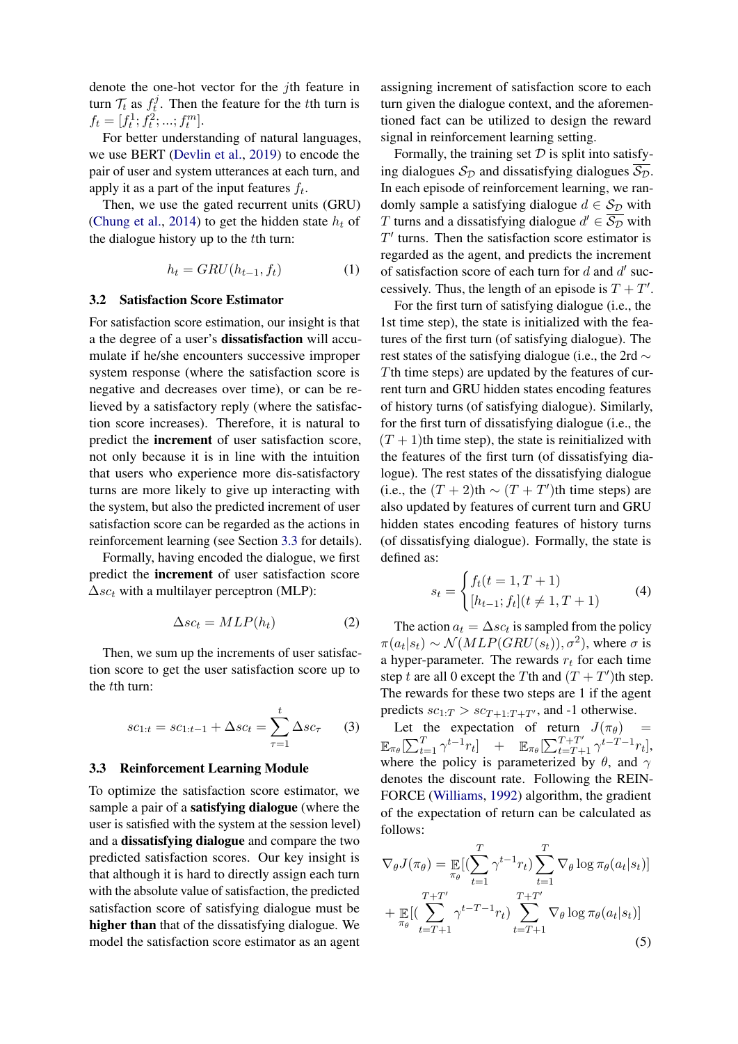denote the one-hot vector for the $j$th feature in turn $\mathcal{T}_t$ as $f_t^j$. Then the feature for the $t$th turn is $f_t = [f_t^1; f_t^2; ...; f_t^m]$.

For better understanding of natural languages, we use BERT (Devlin et al., 2019) to encode the pair of user and system utterances at each turn, and apply it as a part of the input features $f_t$.

Then, we use the gated recurrent units (GRU) (Chung et al., 2014) to get the hidden state $h_t$ of the dialogue history up to the $t$th turn:

$$h_t = GRU(h_{t-1}, f_t) \tag{1}$$

### 3.2 Satisfaction Score Estimator

For satisfaction score estimation, our insight is that a the degree of a user's **dissatisfaction** will accumulate if he/she encounters successive improper system response (where the satisfaction score is negative and decreases over time), or can be relieved by a satisfactory reply (where the satisfaction score increases). Therefore, it is natural to predict the **increment** of user satisfaction score, not only because it is in line with the intuition that users who experience more dis-satisfactory turns are more likely to give up interacting with the system, but also the predicted increment of user satisfaction score can be regarded as the actions in reinforcement learning (see Section 3.3 for details).

Formally, having encoded the dialogue, we first predict the **increment** of user satisfaction score $\Delta sc_t$ with a multilayer perceptron (MLP):

$$\Delta sc_t = MLP(h_t) \tag{2}$$

Then, we sum up the increments of user satisfaction score to get the user satisfaction score up to the $t$th turn:

$$sc_{1:t} = sc_{1:t-1} + \Delta sc_t = \sum_{\tau=1}^{t} \Delta sc_\tau \tag{3}$$

### 3.3 Reinforcement Learning Module

To optimize the satisfaction score estimator, we sample a pair of a **satisfying dialogue** (where the user is satisfied with the system at the session level) and a **dissatisfying dialogue** and compare the two predicted satisfaction scores. Our key insight is that although it is hard to directly assign each turn with the absolute value of satisfaction, the predicted satisfaction score of satisfying dialogue must be **higher than** that of the dissatisfying dialogue. We model the satisfaction score estimator as an agent assigning increment of satisfaction score to each turn given the dialogue context, and the aforementioned fact can be utilized to design the reward signal in reinforcement learning setting.

Formally, the training set $\mathcal{D}$ is split into satisfying dialogues $\mathcal{S}_\mathcal{D}$ and dissatisfying dialogues $\overline{\mathcal{S}_\mathcal{D}}$. In each episode of reinforcement learning, we randomly sample a satisfying dialogue $d \in \mathcal{S}_\mathcal{D}$ with $T$ turns and a dissatisfying dialogue $d' \in \overline{\mathcal{S}_\mathcal{D}}$ with $T'$ turns. Then the satisfaction score estimator is regarded as the agent, and predicts the increment of satisfaction score of each turn for $d$ and $d'$ successively. Thus, the length of an episode is $T + T'$.

For the first turn of satisfying dialogue (i.e., the 1st time step), the state is initialized with the features of the first turn (of satisfying dialogue). The rest states of the satisfying dialogue (i.e., the 2rd $\sim$ $T$th time steps) are updated by the features of current turn and GRU hidden states encoding features of history turns (of satisfying dialogue). Similarly, for the first turn of dissatisfying dialogue (i.e., the $(T + 1)$th time step), the state is reinitialized with the features of the first turn (of dissatisfying dialogue). The rest states of the dissatisfying dialogue (i.e., the $(T + 2)$th $\sim$ $(T + T')$th time steps) are also updated by features of current turn and GRU hidden states encoding features of history turns (of dissatisfying dialogue). Formally, the state is defined as:

$$s_t = \begin{cases} f_t (t = 1, T + 1) \\ [h_{t-1}; f_t] (t \neq 1, T + 1) \end{cases} \tag{4}$$

The action $a_t = \Delta sc_t$ is sampled from the policy $\pi(a_t|s_t) \sim \mathcal{N}(MLP(GRU(s_t)), \sigma^2)$, where $\sigma$ is a hyper-parameter. The rewards $r_t$ for each time step $t$ are all 0 except the $T$th and $(T + T')$th step. The rewards for these two steps are 1 if the agent predicts $sc_{1:T} > sc_{T+1:T+T'}$, and -1 otherwise.

Let the expectation of return $J(\pi_\theta) = \mathbb{E}_{\pi_\theta}[\sum_{t=1}^{T} \gamma^{t-1} r_t] + \mathbb{E}_{\pi_\theta}[\sum_{t=T+1}^{T+T'} \gamma^{t-T-1} r_t]$, where the policy is parameterized by $\theta$, and $\gamma$ denotes the discount rate. Following the REINFORCE (Williams, 1992) algorithm, the gradient of the expectation of return can be calculated as follows:

$$\begin{aligned} \nabla_\theta J(\pi_\theta) &= \mathop{\mathbb{E}}_{\pi_\theta}[(\sum_{t=1}^{T} \gamma^{t-1} r_t) \sum_{t=1}^{T} \nabla_\theta \log \pi_\theta(a_t|s_t)] \\ &+ \mathop{\mathbb{E}}_{\pi_\theta}[(\sum_{t=T+1}^{T+T'} \gamma^{t-T-1} r_t) \sum_{t=T+1}^{T+T'} \nabla_\theta \log \pi_\theta(a_t|s_t)] \end{aligned} \tag{5}$$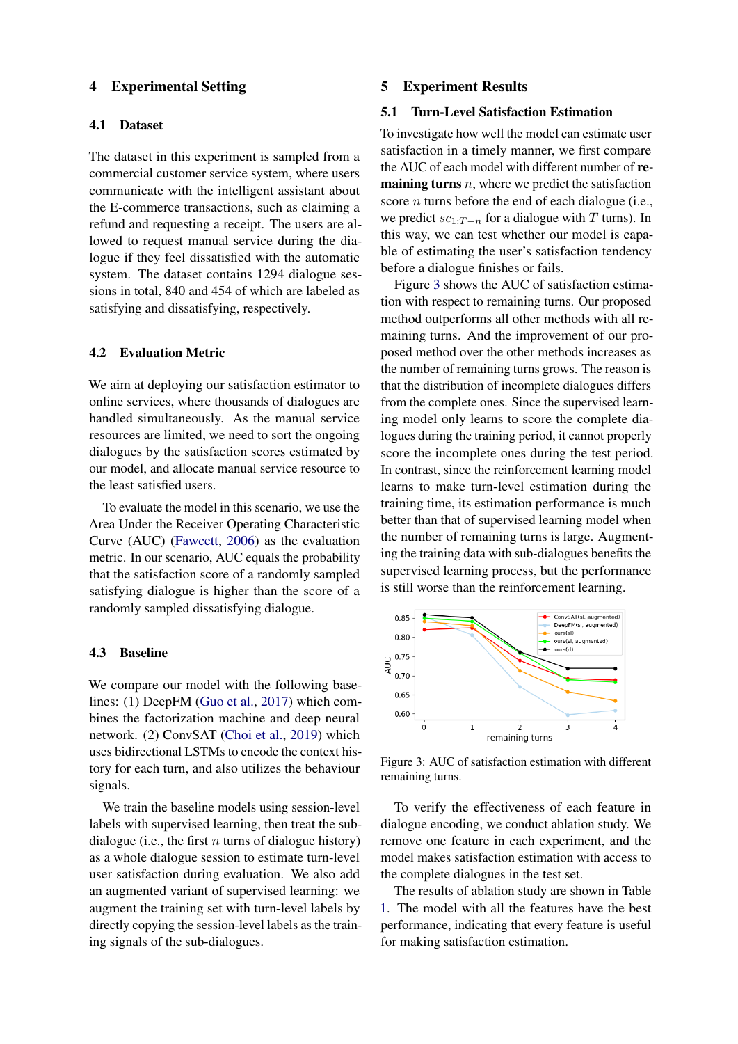## 4 Experimental Setting

### 4.1 Dataset

The dataset in this experiment is sampled from a commercial customer service system, where users communicate with the intelligent assistant about the E-commerce transactions, such as claiming a refund and requesting a receipt. The users are allowed to request manual service during the dialogue if they feel dissatisfied with the automatic system. The dataset contains 1294 dialogue sessions in total, 840 and 454 of which are labeled as satisfying and dissatisfying, respectively.

### 4.2 Evaluation Metric

We aim at deploying our satisfaction estimator to online services, where thousands of dialogues are handled simultaneously. As the manual service resources are limited, we need to sort the ongoing dialogues by the satisfaction scores estimated by our model, and allocate manual service resource to the least satisfied users.

To evaluate the model in this scenario, we use the Area Under the Receiver Operating Characteristic Curve (AUC) (Fawcett, 2006) as the evaluation metric. In our scenario, AUC equals the probability that the satisfaction score of a randomly sampled satisfying dialogue is higher than the score of a randomly sampled dissatisfying dialogue.

### 4.3 Baseline

We compare our model with the following baselines: (1) DeepFM (Guo et al., 2017) which combines the factorization machine and deep neural network. (2) ConvSAT (Choi et al., 2019) which uses bidirectional LSTMs to encode the context history for each turn, and also utilizes the behaviour signals.

We train the baseline models using session-level labels with supervised learning, then treat the sub-dialogue (i.e., the first $n$ turns of dialogue history) as a whole dialogue session to estimate turn-level user satisfaction during evaluation. We also add an augmented variant of supervised learning: we augment the training set with turn-level labels by directly copying the session-level labels as the training signals of the sub-dialogues.

## 5 Experiment Results

### 5.1 Turn-Level Satisfaction Estimation

To investigate how well the model can estimate user satisfaction in a timely manner, we first compare the AUC of each model with different number of **remaining turns** $n$, where we predict the satisfaction score $n$ turns before the end of each dialogue (i.e., we predict $sc_{1:T-n}$ for a dialogue with $T$ turns). In this way, we can test whether our model is capable of estimating the user's satisfaction tendency before a dialogue finishes or fails.

Figure 3 shows the AUC of satisfaction estimation with respect to remaining turns. Our proposed method outperforms all other methods with all remaining turns. And the improvement of our proposed method over the other methods increases as the number of remaining turns grows. The reason is that the distribution of incomplete dialogues differs from the complete ones. Since the supervised learning model only learns to score the complete dialogues during the training period, it cannot properly score the incomplete ones during the test period. In contrast, since the reinforcement learning model learns to make turn-level estimation during the training time, its estimation performance is much better than that of supervised learning model when the number of remaining turns is large. Augmenting the training data with sub-dialogues benefits the supervised learning process, but the performance is still worse than the reinforcement learning.

Figure 3: AUC of satisfaction estimation with different remaining turns.

To verify the effectiveness of each feature in dialogue encoding, we conduct ablation study. We remove one feature in each experiment, and the model makes satisfaction estimation with access to the complete dialogues in the test set.

The results of ablation study are shown in Table 1. The model with all the features have the best performance, indicating that every feature is useful for making satisfaction estimation.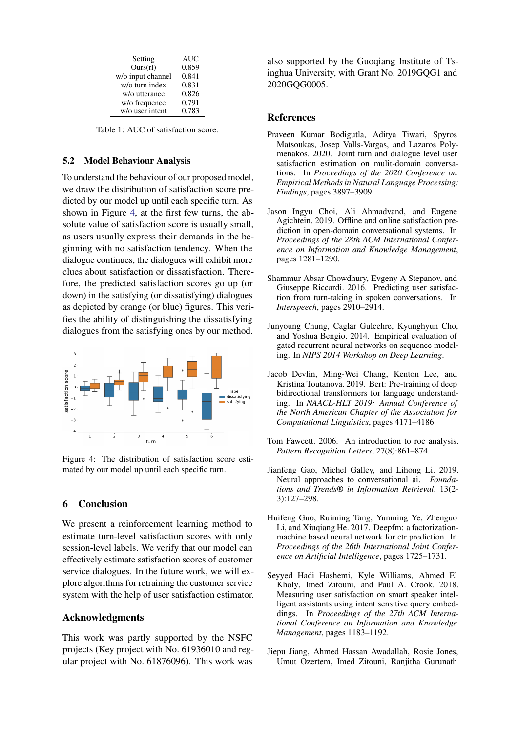| Setting | AUC |
|---|---|
| Ours(rl) | 0.859 |
| w/o input channel | 0.841 |
| w/o turn index | 0.831 |
| w/o utterance | 0.826 |
| w/o frequence | 0.791 |
| w/o user intent | 0.783 |

Table 1: AUC of satisfaction score.

### 5.2 Model Behaviour Analysis

To understand the behaviour of our proposed model, we draw the distribution of satisfaction score predicted by our model up until each specific turn. As shown in Figure 4, at the first few turns, the absolute value of satisfaction score is usually small, as users usually express their demands in the beginning with no satisfaction tendency. When the dialogue continues, the dialogues will exhibit more clues about satisfaction or dissatisfaction. Therefore, the predicted satisfaction scores go up (or down) in the satisfying (or dissatisfying) dialogues as depicted by orange (or blue) figures. This verifies the ability of distinguishing the dissatisfying dialogues from the satisfying ones by our method.

Figure 4: The distribution of satisfaction score estimated by our model up until each specific turn.

## 6 Conclusion

We present a reinforcement learning method to estimate turn-level satisfaction scores with only session-level labels. We verify that our model can effectively estimate satisfaction scores of customer service dialogues. In the future work, we will explore algorithms for retraining the customer service system with the help of user satisfaction estimator.

## Acknowledgments

This work was partly supported by the NSFC projects (Key project with No. 61936010 and regular project with No. 61876096). This work was also supported by the Guoqiang Institute of Tsinghua University, with Grant No. 2019GQG1 and 2020GQG0005.

## References

Praveen Kumar Bodigutla, Aditya Tiwari, Spyros Matsoukas, Josep Valls-Vargas, and Lazaros Polymenakos. 2020. Joint turn and dialogue level user satisfaction estimation on mulit-domain conversations. In *Proceedings of the 2020 Conference on Empirical Methods in Natural Language Processing: Findings*, pages 3897–3909.

Jason Ingyu Choi, Ali Ahmadvand, and Eugene Agichtein. 2019. Offline and online satisfaction prediction in open-domain conversational systems. In *Proceedings of the 28th ACM International Conference on Information and Knowledge Management*, pages 1281–1290.

Shammur Absar Chowdhury, Evgeny A Stepanov, and Giuseppe Riccardi. 2016. Predicting user satisfaction from turn-taking in spoken conversations. In *Interspeech*, pages 2910–2914.

Junyoung Chung, Caglar Gulcehre, Kyunghyun Cho, and Yoshua Bengio. 2014. Empirical evaluation of gated recurrent neural networks on sequence modeling. In *NIPS 2014 Workshop on Deep Learning*.

Jacob Devlin, Ming-Wei Chang, Kenton Lee, and Kristina Toutanova. 2019. Bert: Pre-training of deep bidirectional transformers for language understanding. In *NAACL-HLT 2019: Annual Conference of the North American Chapter of the Association for Computational Linguistics*, pages 4171–4186.

Tom Fawcett. 2006. An introduction to roc analysis. *Pattern Recognition Letters*, 27(8):861–874.

Jianfeng Gao, Michel Galley, and Lihong Li. 2019. Neural approaches to conversational ai. *Foundations and Trends® in Information Retrieval*, 13(2-3):127–298.

Huifeng Guo, Ruiming Tang, Yunming Ye, Zhenguo Li, and Xiuqiang He. 2017. Deepfm: a factorization-machine based neural network for ctr prediction. In *Proceedings of the 26th International Joint Conference on Artificial Intelligence*, pages 1725–1731.

Seyyed Hadi Hashemi, Kyle Williams, Ahmed El Kholy, Imed Zitouni, and Paul A. Crook. 2018. Measuring user satisfaction on smart speaker intelligent assistants using intent sensitive query embeddings. In *Proceedings of the 27th ACM International Conference on Information and Knowledge Management*, pages 1183–1192.

Jiepu Jiang, Ahmed Hassan Awadallah, Rosie Jones, Umut Ozertem, Imed Zitouni, Ranjitha Gurunath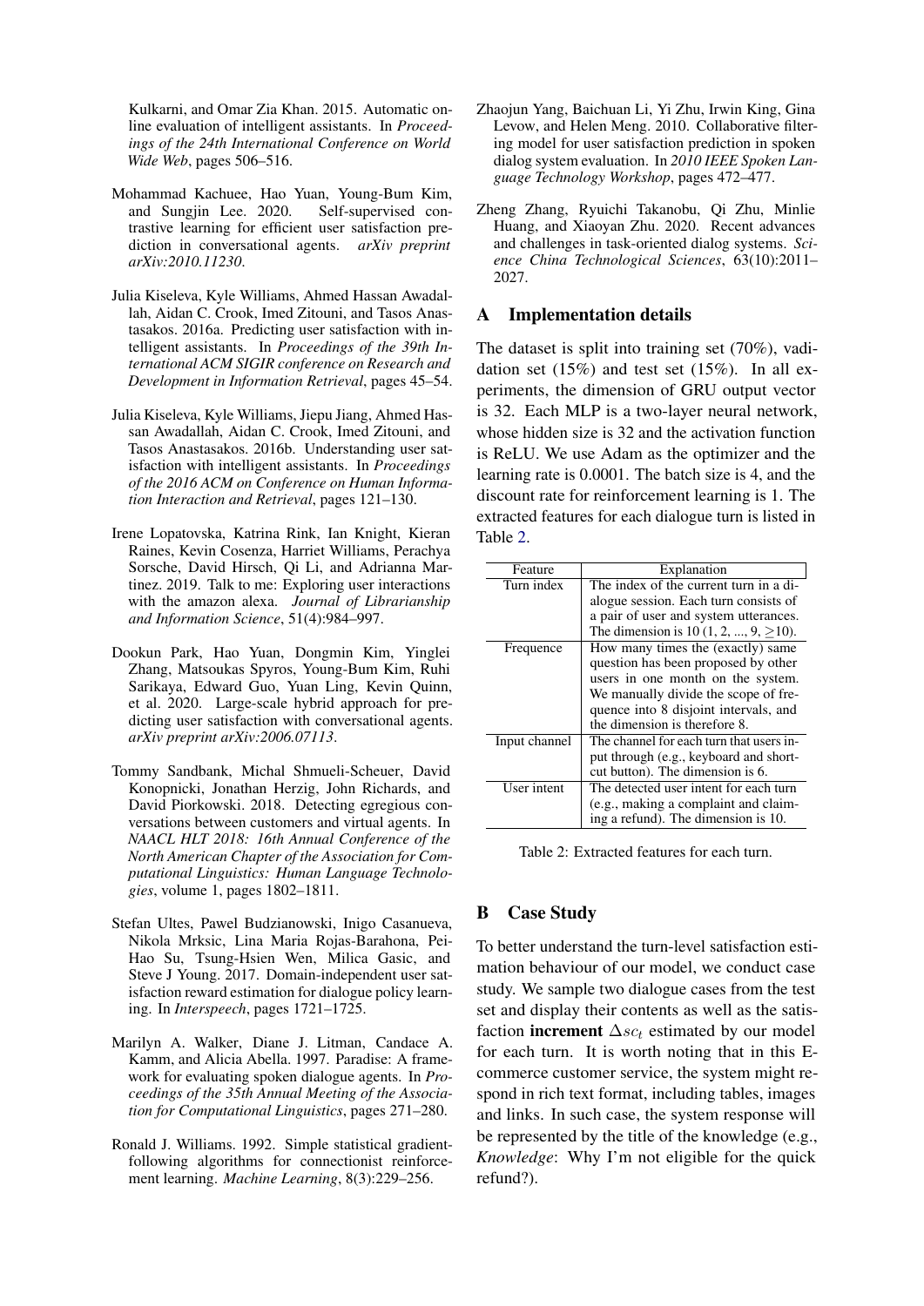Kulkarni, and Omar Zia Khan. 2015. Automatic online evaluation of intelligent assistants. In *Proceedings of the 24th International Conference on World Wide Web*, pages 506–516.

Mohammad Kachuee, Hao Yuan, Young-Bum Kim, and Sungjin Lee. 2020. Self-supervised contrastive learning for efficient user satisfaction prediction in conversational agents. *arXiv preprint arXiv:2010.11230*.

Julia Kiseleva, Kyle Williams, Ahmed Hassan Awadallah, Aidan C. Crook, Imed Zitouni, and Tasos Anastasakos. 2016a. Predicting user satisfaction with intelligent assistants. In *Proceedings of the 39th International ACM SIGIR conference on Research and Development in Information Retrieval*, pages 45–54.

Julia Kiseleva, Kyle Williams, Jiepu Jiang, Ahmed Hassan Awadallah, Aidan C. Crook, Imed Zitouni, and Tasos Anastasakos. 2016b. Understanding user satisfaction with intelligent assistants. In *Proceedings of the 2016 ACM on Conference on Human Information Interaction and Retrieval*, pages 121–130.

Irene Lopatovska, Katrina Rink, Ian Knight, Kieran Raines, Kevin Cosenza, Harriet Williams, Perachya Sorsche, David Hirsch, Qi Li, and Adrianna Martinez. 2019. Talk to me: Exploring user interactions with the amazon alexa. *Journal of Librarianship and Information Science*, 51(4):984–997.

Dookun Park, Hao Yuan, Dongmin Kim, Yinglei Zhang, Matsoukas Spyros, Young-Bum Kim, Ruhi Sarikaya, Edward Guo, Yuan Ling, Kevin Quinn, et al. 2020. Large-scale hybrid approach for predicting user satisfaction with conversational agents. *arXiv preprint arXiv:2006.07113*.

Tommy Sandbank, Michal Shmueli-Scheuer, David Konopnicki, Jonathan Herzig, John Richards, and David Piorkowski. 2018. Detecting egregious conversations between customers and virtual agents. In *NAACL HLT 2018: 16th Annual Conference of the North American Chapter of the Association for Computational Linguistics: Human Language Technologies*, volume 1, pages 1802–1811.

Stefan Ultes, Pawel Budzianowski, Inigo Casanueva, Nikola Mrksic, Lina Maria Rojas-Barahona, Pei-Hao Su, Tsung-Hsien Wen, Milica Gasic, and Steve J Young. 2017. Domain-independent user satisfaction reward estimation for dialogue policy learning. In *Interspeech*, pages 1721–1725.

Marilyn A. Walker, Diane J. Litman, Candace A. Kamm, and Alicia Abella. 1997. Paradise: A framework for evaluating spoken dialogue agents. In *Proceedings of the 35th Annual Meeting of the Association for Computational Linguistics*, pages 271–280.

Ronald J. Williams. 1992. Simple statistical gradient-following algorithms for connectionist reinforcement learning. *Machine Learning*, 8(3):229–256.

Zhaojun Yang, Baichuan Li, Yi Zhu, Irwin King, Gina Levow, and Helen Meng. 2010. Collaborative filtering model for user satisfaction prediction in spoken dialog system evaluation. In *2010 IEEE Spoken Language Technology Workshop*, pages 472–477.

Zheng Zhang, Ryuichi Takanobu, Qi Zhu, Minlie Huang, and Xiaoyan Zhu. 2020. Recent advances and challenges in task-oriented dialog systems. *Science China Technological Sciences*, 63(10):2011–2027.

## A Implementation details

The dataset is split into training set (70%), vadidation set (15%) and test set (15%). In all experiments, the dimension of GRU output vector is 32. Each MLP is a two-layer neural network, whose hidden size is 32 and the activation function is ReLU. We use Adam as the optimizer and the learning rate is 0.0001. The batch size is 4, and the discount rate for reinforcement learning is 1. The extracted features for each dialogue turn is listed in Table 2.

| Feature | Explanation |
|---|---|
| Turn index | The index of the current turn in a dialogue session. Each turn consists of a pair of user and system utterances. The dimension is 10 (1, 2, ..., 9, $\geq$10). |
| Frequence | How many times the (exactly) same question has been proposed by other users in one month on the system. We manually divide the scope of frequence into 8 disjoint intervals, and the dimension is therefore 8. |
| Input channel | The channel for each turn that users input through (e.g., keyboard and shortcut button). The dimension is 6. |
| User intent | The detected user intent for each turn (e.g., making a complaint and claiming a refund). The dimension is 10. |

Table 2: Extracted features for each turn.

## B Case Study

To better understand the turn-level satisfaction estimation behaviour of our model, we conduct case study. We sample two dialogue cases from the test set and display their contents as well as the satisfaction **increment** $\Delta sc_t$ estimated by our model for each turn. It is worth noting that in this E-commerce customer service, the system might respond in rich text format, including tables, images and links. In such case, the system response will be represented by the title of the knowledge (e.g., *Knowledge*: Why I'm not eligible for the quick refund?).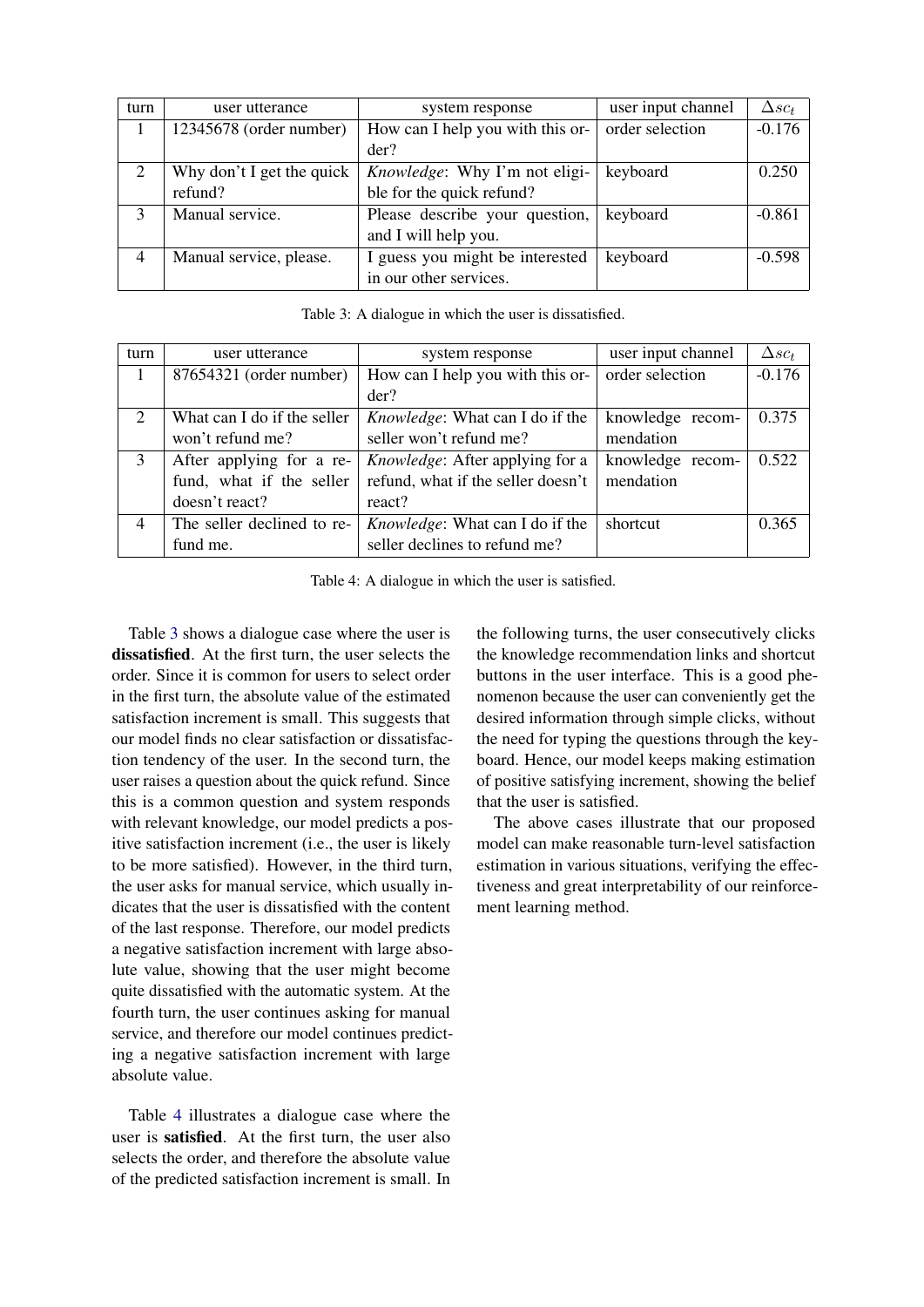| turn | user utterance | system response | user input channel | $\Delta sc_t$ |
|---|---|---|---|---|
| 1 | 12345678 (order number) | How can I help you with this order? | order selection | -0.176 |
| 2 | Why don't I get the quick refund? | *Knowledge*: Why I'm not eligible for the quick refund? | keyboard | 0.250 |
| 3 | Manual service. | Please describe your question, and I will help you. | keyboard | -0.861 |
| 4 | Manual service, please. | I guess you might be interested in our other services. | keyboard | -0.598 |

Table 3: A dialogue in which the user is dissatisfied.

| turn | user utterance | system response | user input channel | $\Delta sc_t$ |
|---|---|---|---|---|
| 1 | 87654321 (order number) | How can I help you with this order? | order selection | -0.176 |
| 2 | What can I do if the seller won't refund me? | *Knowledge*: What can I do if the seller won't refund me? | knowledge recommendation | 0.375 |
| 3 | After applying for a refund, what if the seller doesn't react? | *Knowledge*: After applying for a refund, what if the seller doesn't react? | knowledge recommendation | 0.522 |
| 4 | The seller declined to refund me. | *Knowledge*: What can I do if the seller declines to refund me? | shortcut | 0.365 |

Table 4: A dialogue in which the user is satisfied.

Table 3 shows a dialogue case where the user is **dissatisfied**. At the first turn, the user selects the order. Since it is common for users to select order in the first turn, the absolute value of the estimated satisfaction increment is small. This suggests that our model finds no clear satisfaction or dissatisfaction tendency of the user. In the second turn, the user raises a question about the quick refund. Since this is a common question and system responds with relevant knowledge, our model predicts a positive satisfaction increment (i.e., the user is likely to be more satisfied). However, in the third turn, the user asks for manual service, which usually indicates that the user is dissatisfied with the content of the last response. Therefore, our model predicts a negative satisfaction increment with large absolute value, showing that the user might become quite dissatisfied with the automatic system. At the fourth turn, the user continues asking for manual service, and therefore our model continues predicting a negative satisfaction increment with large absolute value.

Table 4 illustrates a dialogue case where the user is **satisfied**. At the first turn, the user also selects the order, and therefore the absolute value of the predicted satisfaction increment is small. In the following turns, the user consecutively clicks the knowledge recommendation links and shortcut buttons in the user interface. This is a good phenomenon because the user can conveniently get the desired information through simple clicks, without the need for typing the questions through the keyboard. Hence, our model keeps making estimation of positive satisfying increment, showing the belief that the user is satisfied.

The above cases illustrate that our proposed model can make reasonable turn-level satisfaction estimation in various situations, verifying the effectiveness and great interpretability of our reinforcement learning method.